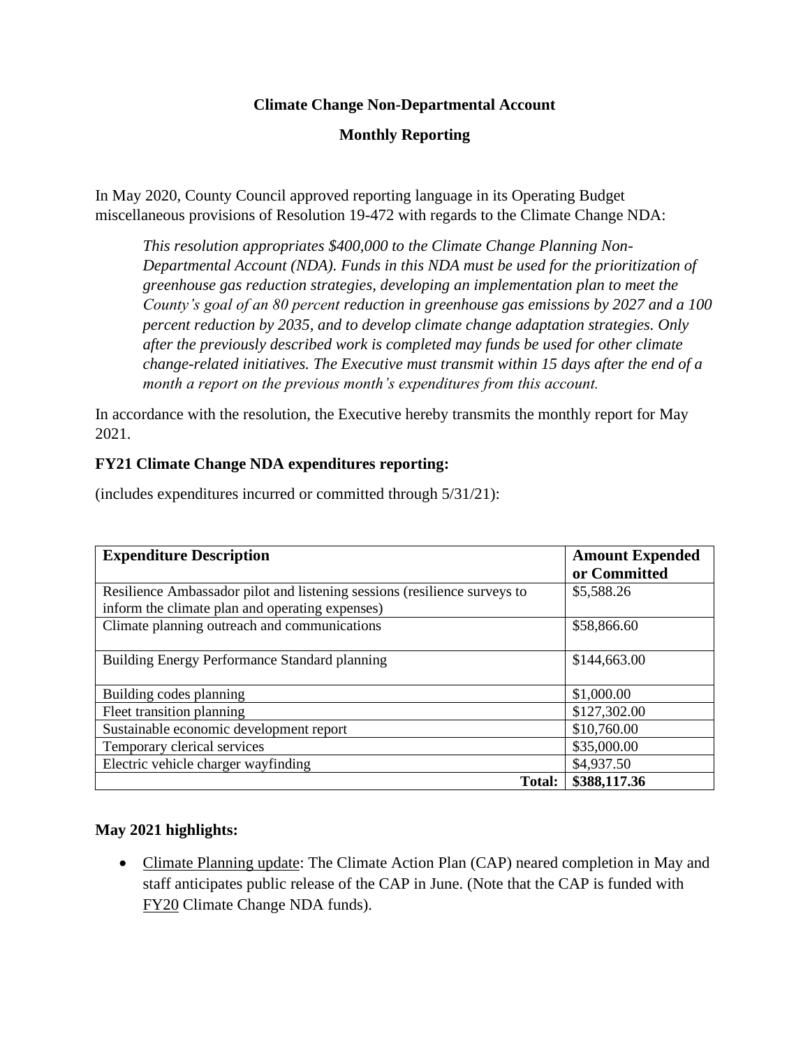**Climate Change Non-Departmental Account**

**Monthly Reporting**

In May 2020, County Council approved reporting language in its Operating Budget miscellaneous provisions of Resolution 19-472 with regards to the Climate Change NDA:

> *This resolution appropriates $400,000 to the Climate Change Planning Non-Departmental Account (NDA). Funds in this NDA must be used for the prioritization of greenhouse gas reduction strategies, developing an implementation plan to meet the County's goal of an 80 percent reduction in greenhouse gas emissions by 2027 and a 100 percent reduction by 2035, and to develop climate change adaptation strategies. Only after the previously described work is completed may funds be used for other climate change-related initiatives. The Executive must transmit within 15 days after the end of a month a report on the previous month's expenditures from this account.*

In accordance with the resolution, the Executive hereby transmits the monthly report for May 2021.

**FY21 Climate Change NDA expenditures reporting:**

(includes expenditures incurred or committed through 5/31/21):

| **Expenditure Description** | **Amount Expended or Committed** |
|---|---|
| Resilience Ambassador pilot and listening sessions (resilience surveys to inform the climate plan and operating expenses) | $5,588.26 |
| Climate planning outreach and communications | $58,866.60 |
| Building Energy Performance Standard planning | $144,663.00 |
| Building codes planning | $1,000.00 |
| Fleet transition planning | $127,302.00 |
| Sustainable economic development report | $10,760.00 |
| Temporary clerical services | $35,000.00 |
| Electric vehicle charger wayfinding | $4,937.50 |
| **Total:** | **$388,117.36** |

**May 2021 highlights:**

- Climate Planning update: The Climate Action Plan (CAP) neared completion in May and staff anticipates public release of the CAP in June. (Note that the CAP is funded with FY20 Climate Change NDA funds).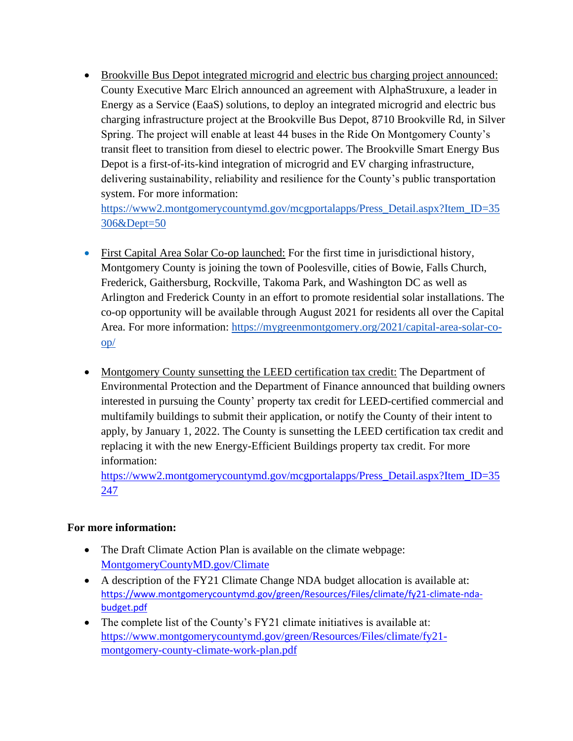- Brookville Bus Depot integrated microgrid and electric bus charging project announced: County Executive Marc Elrich announced an agreement with AlphaStruxure, a leader in Energy as a Service (EaaS) solutions, to deploy an integrated microgrid and electric bus charging infrastructure project at the Brookville Bus Depot, 8710 Brookville Rd, in Silver Spring. The project will enable at least 44 buses in the Ride On Montgomery County's transit fleet to transition from diesel to electric power. The Brookville Smart Energy Bus Depot is a first-of-its-kind integration of microgrid and EV charging infrastructure, delivering sustainability, reliability and resilience for the County's public transportation system. For more information: https://www2.montgomerycountymd.gov/mcgportalapps/Press_Detail.aspx?Item_ID=35306&Dept=50

- First Capital Area Solar Co-op launched: For the first time in jurisdictional history, Montgomery County is joining the town of Poolesville, cities of Bowie, Falls Church, Frederick, Gaithersburg, Rockville, Takoma Park, and Washington DC as well as Arlington and Frederick County in an effort to promote residential solar installations. The co-op opportunity will be available through August 2021 for residents all over the Capital Area. For more information: https://mygreenmontgomery.org/2021/capital-area-solar-co-op/

- Montgomery County sunsetting the LEED certification tax credit: The Department of Environmental Protection and the Department of Finance announced that building owners interested in pursuing the County' property tax credit for LEED-certified commercial and multifamily buildings to submit their application, or notify the County of their intent to apply, by January 1, 2022. The County is sunsetting the LEED certification tax credit and replacing it with the new Energy-Efficient Buildings property tax credit. For more information: https://www2.montgomerycountymd.gov/mcgportalapps/Press_Detail.aspx?Item_ID=35247

**For more information:**

- The Draft Climate Action Plan is available on the climate webpage: MontgomeryCountyMD.gov/Climate
- A description of the FY21 Climate Change NDA budget allocation is available at: https://www.montgomerycountymd.gov/green/Resources/Files/climate/fy21-climate-nda-budget.pdf
- The complete list of the County's FY21 climate initiatives is available at: https://www.montgomerycountymd.gov/green/Resources/Files/climate/fy21-montgomery-county-climate-work-plan.pdf